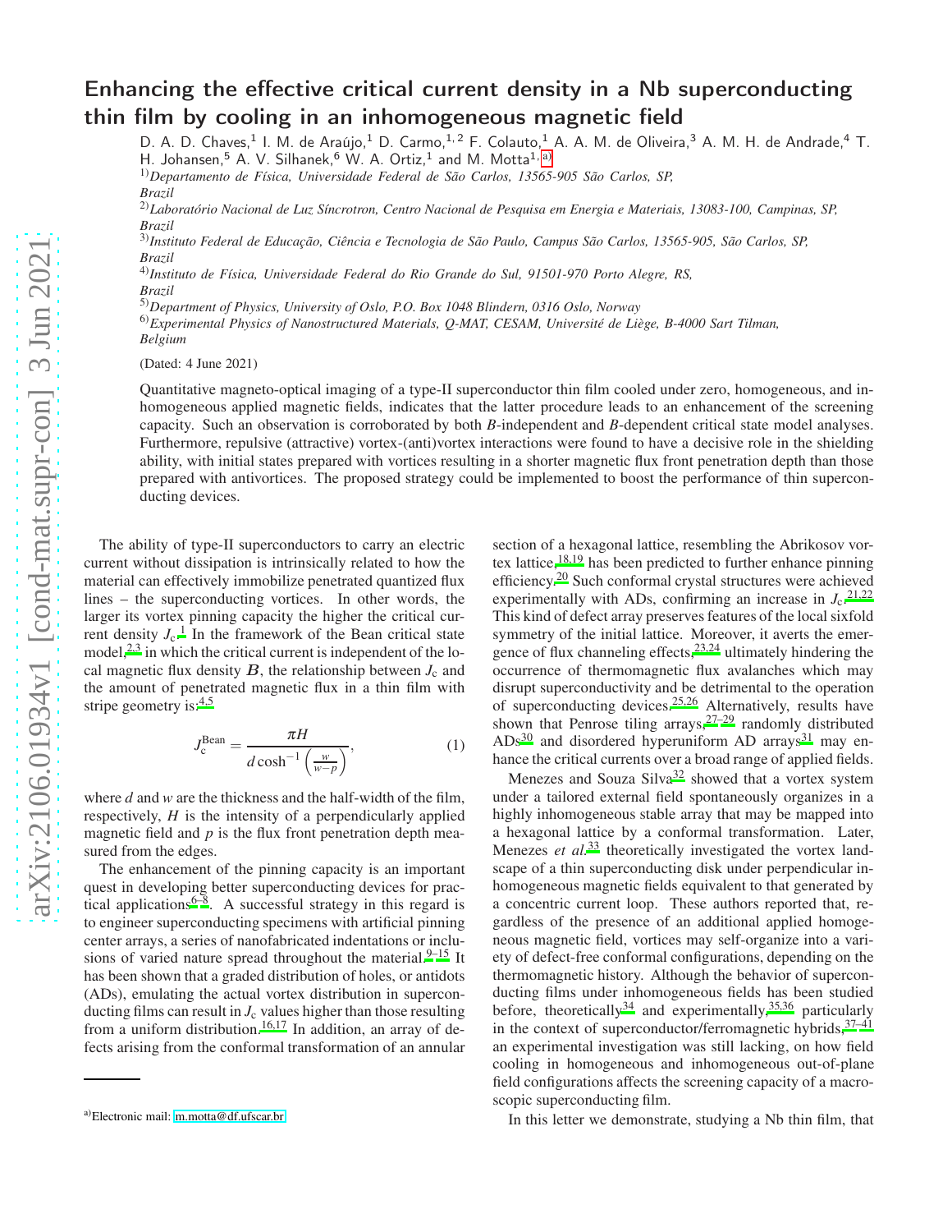# Enhancing the effective critical current density in a Nb superconducting thin film by cooling in an inhomogeneous magnetic field

D. A. D. Chaves,[1] I. M. de Araújo,[1] D. Carmo,[1,2] F. Colauto,[1] A. A. M. de Oliveira,[3] A. M. H. de Andrade,[4] T. H. Johansen,[5] A. V. Silhanek,[6] W. A. Ortiz,[1] and M. Motta[1,a]

[1]*Departamento de Física, Universidade Federal de São Carlos, 13565-905 São Carlos, SP, Brazil*

[2]*Laboratório Nacional de Luz Síncrotron, Centro Nacional de Pesquisa em Energia e Materiais, 13083-100, Campinas, SP, Brazil*

[3]*Instituto Federal de Educação, Ciência e Tecnologia de São Paulo, Campus São Carlos, 13565-905, São Carlos, SP, Brazil*

[4]*Instituto de Física, Universidade Federal do Rio Grande do Sul, 91501-970 Porto Alegre, RS, Brazil*

[5]*Department of Physics, University of Oslo, P.O. Box 1048 Blindern, 0316 Oslo, Norway*

[6]*Experimental Physics of Nanostructured Materials, Q-MAT, CESAM, Université de Liège, B-4000 Sart Tilman, Belgium*

(Dated: 4 June 2021)

Quantitative magneto-optical imaging of a type-II superconductor thin film cooled under zero, homogeneous, and inhomogeneous applied magnetic fields, indicates that the latter procedure leads to an enhancement of the screening capacity. Such an observation is corroborated by both $B$-independent and $B$-dependent critical state model analyses. Furthermore, repulsive (attractive) vortex-(anti)vortex interactions were found to have a decisive role in the shielding ability, with initial states prepared with vortices resulting in a shorter magnetic flux front penetration depth than those prepared with antivortices. The proposed strategy could be implemented to boost the performance of thin superconducting devices.

The ability of type-II superconductors to carry an electric current without dissipation is intrinsically related to how the material can effectively immobilize penetrated quantized flux lines – the superconducting vortices. In other words, the larger its vortex pinning capacity the higher the critical current density $J_c$.[1] In the framework of the Bean critical state model,[2,3] in which the critical current is independent of the local magnetic flux density $\boldsymbol{B}$, the relationship between $J_c$ and the amount of penetrated magnetic flux in a thin film with stripe geometry is:[4,5]

$$J_c^{\text{Bean}} = \frac{\pi H}{d\cosh^{-1}\left(\frac{w}{w-p}\right)}, \tag{1}$$

where $d$ and $w$ are the thickness and the half-width of the film, respectively, $H$ is the intensity of a perpendicularly applied magnetic field and $p$ is the flux front penetration depth measured from the edges.

The enhancement of the pinning capacity is an important quest in developing better superconducting devices for practical applications[6–8]. A successful strategy in this regard is to engineer superconducting specimens with artificial pinning center arrays, a series of nanofabricated indentations or inclusions of varied nature spread throughout the material.[9–15] It has been shown that a graded distribution of holes, or antidots (ADs), emulating the actual vortex distribution in superconducting films can result in $J_c$ values higher than those resulting from a uniform distribution.[16,17] In addition, an array of defects arising from the conformal transformation of an annular section of a hexagonal lattice, resembling the Abrikosov vortex lattice,[18,19] has been predicted to further enhance pinning efficiency.[20] Such conformal crystal structures were achieved experimentally with ADs, confirming an increase in $J_c$.[21,22] This kind of defect array preserves features of the local sixfold symmetry of the initial lattice. Moreover, it averts the emergence of flux channeling effects,[23,24] ultimately hindering the occurrence of thermomagnetic flux avalanches which may disrupt superconductivity and be detrimental to the operation of superconducting devices.[25,26] Alternatively, results have shown that Penrose tiling arrays,[27–29] randomly distributed ADs[30] and disordered hyperuniform AD arrays[31] may enhance the critical currents over a broad range of applied fields.

Menezes and Souza Silva[32] showed that a vortex system under a tailored external field spontaneously organizes in a highly inhomogeneous stable array that may be mapped into a hexagonal lattice by a conformal transformation. Later, Menezes *et al.*[33] theoretically investigated the vortex landscape of a thin superconducting disk under perpendicular inhomogeneous magnetic fields equivalent to that generated by a concentric current loop. These authors reported that, regardless of the presence of an additional applied homogeneous magnetic field, vortices may self-organize into a variety of defect-free conformal configurations, depending on the thermomagnetic history. Although the behavior of superconducting films under inhomogeneous fields has been studied before, theoretically[34] and experimentally,[35,36] particularly in the context of superconductor/ferromagnetic hybrids,[37–41] an experimental investigation was still lacking, on how field cooling in homogeneous and inhomogeneous out-of-plane field configurations affects the screening capacity of a macroscopic superconducting film.

In this letter we demonstrate, studying a Nb thin film, that

[a]Electronic mail: m.motta@df.ufscar.br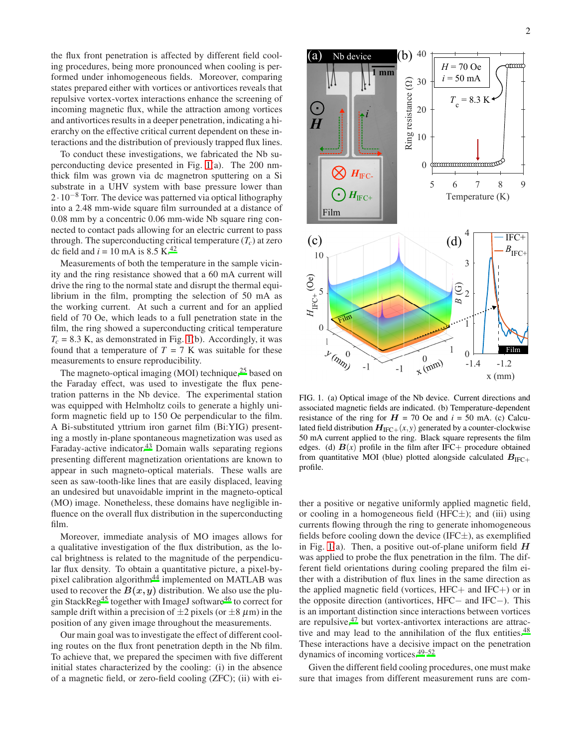the flux front penetration is affected by different field cooling procedures, being more pronounced when cooling is performed under inhomogeneous fields. Moreover, comparing states prepared either with vortices or antivortices reveals that repulsive vortex-vortex interactions enhance the screening of incoming magnetic flux, while the attraction among vortices and antivortices results in a deeper penetration, indicating a hierarchy on the effective critical current dependent on these interactions and the distribution of previously trapped flux lines.

To conduct these investigations, we fabricated the Nb superconducting device presented in Fig. 1(a). The 200 nm-thick film was grown via dc magnetron sputtering on a Si substrate in a UHV system with base pressure lower than $2 \cdot 10^{-8}$ Torr. The device was patterned via optical lithography into a 2.48 mm-wide square film surrounded at a distance of 0.08 mm by a concentric 0.06 mm-wide Nb square ring connected to contact pads allowing for an electric current to pass through. The superconducting critical temperature ($T_c$) at zero dc field and $i$ = 10 mA is 8.5 K.[42]

Measurements of both the temperature in the sample vicinity and the ring resistance showed that a 60 mA current will drive the ring to the normal state and disrupt the thermal equilibrium in the film, prompting the selection of 50 mA as the working current. At such a current and for an applied field of 70 Oe, which leads to a full penetration state in the film, the ring showed a superconducting critical temperature $T_c$ = 8.3 K, as demonstrated in Fig. 1(b). Accordingly, it was found that a temperature of $T$ = 7 K was suitable for these measurements to ensure reproducibility.

The magneto-optical imaging (MOI) technique,[25] based on the Faraday effect, was used to investigate the flux penetration patterns in the Nb device. The experimental station was equipped with Helmholtz coils to generate a highly uniform magnetic field up to 150 Oe perpendicular to the film. A Bi-substituted yttrium iron garnet film (Bi:YIG) presenting a mostly in-plane spontaneous magnetization was used as Faraday-active indicator.[43] Domain walls separating regions presenting different magnetization orientations are known to appear in such magneto-optical materials. These walls are seen as saw-tooth-like lines that are easily displaced, leaving an undesired but unavoidable imprint in the magneto-optical (MO) image. Nonetheless, these domains have negligible influence on the overall flux distribution in the superconducting film.

Moreover, immediate analysis of MO images allows for a qualitative investigation of the flux distribution, as the local brightness is related to the magnitude of the perpendicular flux density. To obtain a quantitative picture, a pixel-by-pixel calibration algorithm[44] implemented on MATLAB was used to recover the $\boldsymbol{B}(x, y)$ distribution. We also use the plugin StackReg[45] together with ImageJ software[46] to correct for sample drift within a precision of $\pm 2$ pixels (or $\pm 8$ $\mu$m) in the position of any given image throughout the measurements.

Our main goal was to investigate the effect of different cooling routes on the flux front penetration depth in the Nb film. To achieve that, we prepared the specimen with five different initial states characterized by the cooling: (i) in the absence of a magnetic field, or zero-field cooling (ZFC); (ii) with either a positive or negative uniformly applied magnetic field, or cooling in a homogeneous field (HFC±); and (iii) using currents flowing through the ring to generate inhomogeneous fields before cooling down the device (IFC±), as exemplified in Fig. 1(a). Then, a positive out-of-plane uniform field $\boldsymbol{H}$ was applied to probe the flux penetration in the film. The different field orientations during cooling prepared the film either with a distribution of flux lines in the same direction as the applied magnetic field (vortices, HFC+ and IFC+) or in the opposite direction (antivortices, HFC− and IFC−). This is an important distinction since interactions between vortices are repulsive,[47] but vortex-antivortex interactions are attractive and may lead to the annihilation of the flux entities.[48] These interactions have a decisive impact on the penetration dynamics of incoming vortices.[49–52]

FIG. 1. (a) Optical image of the Nb device. Current directions and associated magnetic fields are indicated. (b) Temperature-dependent resistance of the ring for $\boldsymbol{H}$ = 70 Oe and $i$ = 50 mA. (c) Calculated field distribution $\boldsymbol{H}_{\mathrm{IFC+}}(x, y)$ generated by a counter-clockwise 50 mA current applied to the ring. Black square represents the film edges. (d) $\boldsymbol{B}(x)$ profile in the film after IFC+ procedure obtained from quantitative MOI (blue) plotted alongside calculated $\boldsymbol{B}_{\mathrm{IFC+}}$ profile.

Given the different field cooling procedures, one must make sure that images from different measurement runs are com-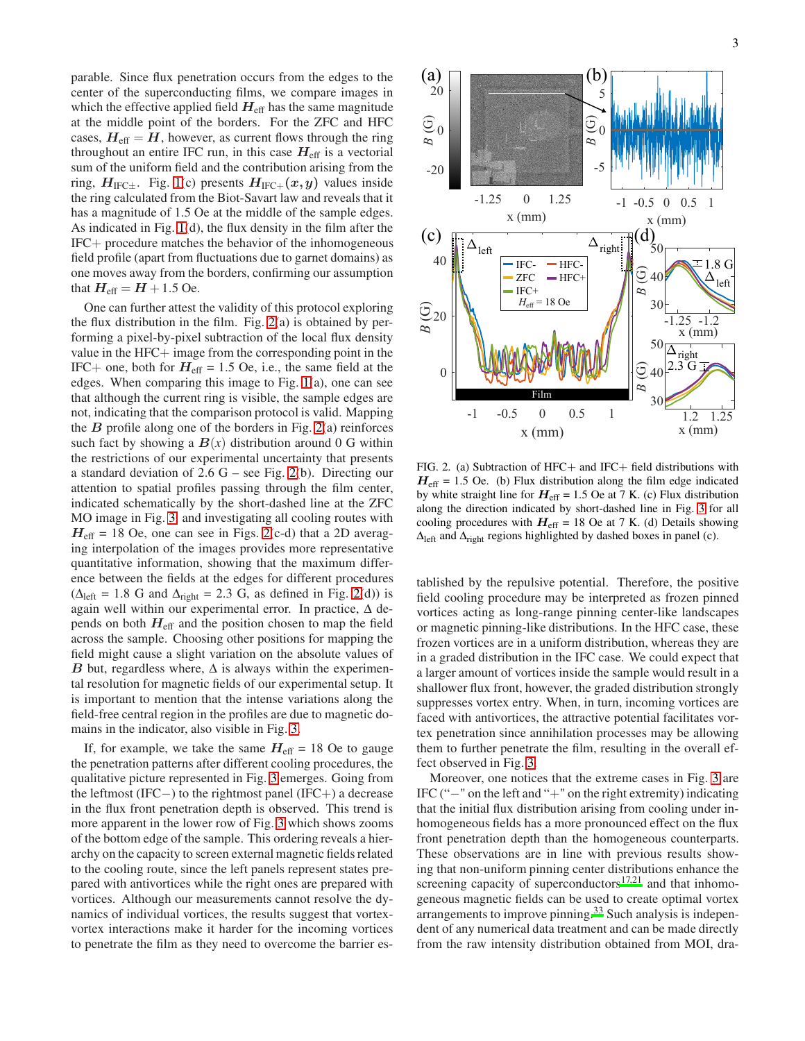parable. Since flux penetration occurs from the edges to the center of the superconducting films, we compare images in which the effective applied field $\boldsymbol{H}_{\text{eff}}$ has the same magnitude at the middle point of the borders. For the ZFC and HFC cases, $\boldsymbol{H}_{\text{eff}} = \boldsymbol{H}$, however, as current flows through the ring throughout an entire IFC run, in this case $\boldsymbol{H}_{\text{eff}}$ is a vectorial sum of the uniform field and the contribution arising from the ring, $\boldsymbol{H}_{\text{IFC}\pm}$. Fig. 1(c) presents $\boldsymbol{H}_{\text{IFC}+}(\boldsymbol{x}, \boldsymbol{y})$ values inside the ring calculated from the Biot-Savart law and reveals that it has a magnitude of 1.5 Oe at the middle of the sample edges. As indicated in Fig. 1(d), the flux density in the film after the IFC+ procedure matches the behavior of the inhomogeneous field profile (apart from fluctuations due to garnet domains) as one moves away from the borders, confirming our assumption that $\boldsymbol{H}_{\text{eff}} = \boldsymbol{H} + 1.5$ Oe.

One can further attest the validity of this protocol exploring the flux distribution in the film. Fig. 2(a) is obtained by performing a pixel-by-pixel subtraction of the local flux density value in the HFC+ image from the corresponding point in the IFC+ one, both for $\boldsymbol{H}_{\text{eff}}$ = 1.5 Oe, i.e., the same field at the edges. When comparing this image to Fig. 1(a), one can see that although the current ring is visible, the sample edges are not, indicating that the comparison protocol is valid. Mapping the $\boldsymbol{B}$ profile along one of the borders in Fig. 2(a) reinforces such fact by showing a $\boldsymbol{B}(x)$ distribution around 0 G within the restrictions of our experimental uncertainty that presents a standard deviation of 2.6 G – see Fig. 2(b). Directing our attention to spatial profiles passing through the film center, indicated schematically by the short-dashed line at the ZFC MO image in Fig. 3, and investigating all cooling routes with $\boldsymbol{H}_{\text{eff}}$ = 18 Oe, one can see in Figs. 2(c-d) that a 2D averaging interpolation of the images provides more representative quantitative information, showing that the maximum difference between the fields at the edges for different procedures ($\Delta_{\text{left}}$ = 1.8 G and $\Delta_{\text{right}}$ = 2.3 G, as defined in Fig. 2(d)) is again well within our experimental error. In practice, $\Delta$ depends on both $\boldsymbol{H}_{\text{eff}}$ and the position chosen to map the field across the sample. Choosing other positions for mapping the field might cause a slight variation on the absolute values of $\boldsymbol{B}$ but, regardless where, $\Delta$ is always within the experimental resolution for magnetic fields of our experimental setup. It is important to mention that the intense variations along the field-free central region in the profiles are due to magnetic domains in the indicator, also visible in Fig. 3.

If, for example, we take the same $\boldsymbol{H}_{\text{eff}}$ = 18 Oe to gauge the penetration patterns after different cooling procedures, the qualitative picture represented in Fig. 3 emerges. Going from the leftmost (IFC−) to the rightmost panel (IFC+) a decrease in the flux front penetration depth is observed. This trend is more apparent in the lower row of Fig. 3 which shows zooms of the bottom edge of the sample. This ordering reveals a hierarchy on the capacity to screen external magnetic fields related to the cooling route, since the left panels represent states prepared with antivortices while the right ones are prepared with vortices. Although our measurements cannot resolve the dynamics of individual vortices, the results suggest that vortex-vortex interactions make it harder for the incoming vortices to penetrate the film as they need to overcome the barrier established by the repulsive potential. Therefore, the positive field cooling procedure may be interpreted as frozen pinned vortices acting as long-range pinning center-like landscapes or magnetic pinning-like distributions. In the HFC case, these frozen vortices are in a uniform distribution, whereas they are in a graded distribution in the IFC case. We could expect that a larger amount of vortices inside the sample would result in a shallower flux front, however, the graded distribution strongly suppresses vortex entry. When, in turn, incoming vortices are faced with antivortices, the attractive potential facilitates vortex penetration since annihilation processes may be allowing them to further penetrate the film, resulting in the overall effect observed in Fig. 3.

FIG. 2. (a) Subtraction of HFC+ and IFC+ field distributions with $\boldsymbol{H}_{\text{eff}}$ = 1.5 Oe. (b) Flux distribution along the film edge indicated by white straight line for $\boldsymbol{H}_{\text{eff}}$ = 1.5 Oe at 7 K. (c) Flux distribution along the direction indicated by short-dashed line in Fig. 3 for all cooling procedures with $\boldsymbol{H}_{\text{eff}}$ = 18 Oe at 7 K. (d) Details showing $\Delta_{\text{left}}$ and $\Delta_{\text{right}}$ regions highlighted by dashed boxes in panel (c).

Moreover, one notices that the extreme cases in Fig. 3 are IFC ("−" on the left and "+" on the right extremity) indicating that the initial flux distribution arising from cooling under inhomogeneous fields has a more pronounced effect on the flux front penetration depth than the homogeneous counterparts. These observations are in line with previous results showing that non-uniform pinning center distributions enhance the screening capacity of superconductors[17,21] and that inhomogeneous magnetic fields can be used to create optimal vortex arrangements to improve pinning.[33] Such analysis is independent of any numerical data treatment and can be made directly from the raw intensity distribution obtained from MOI, dra-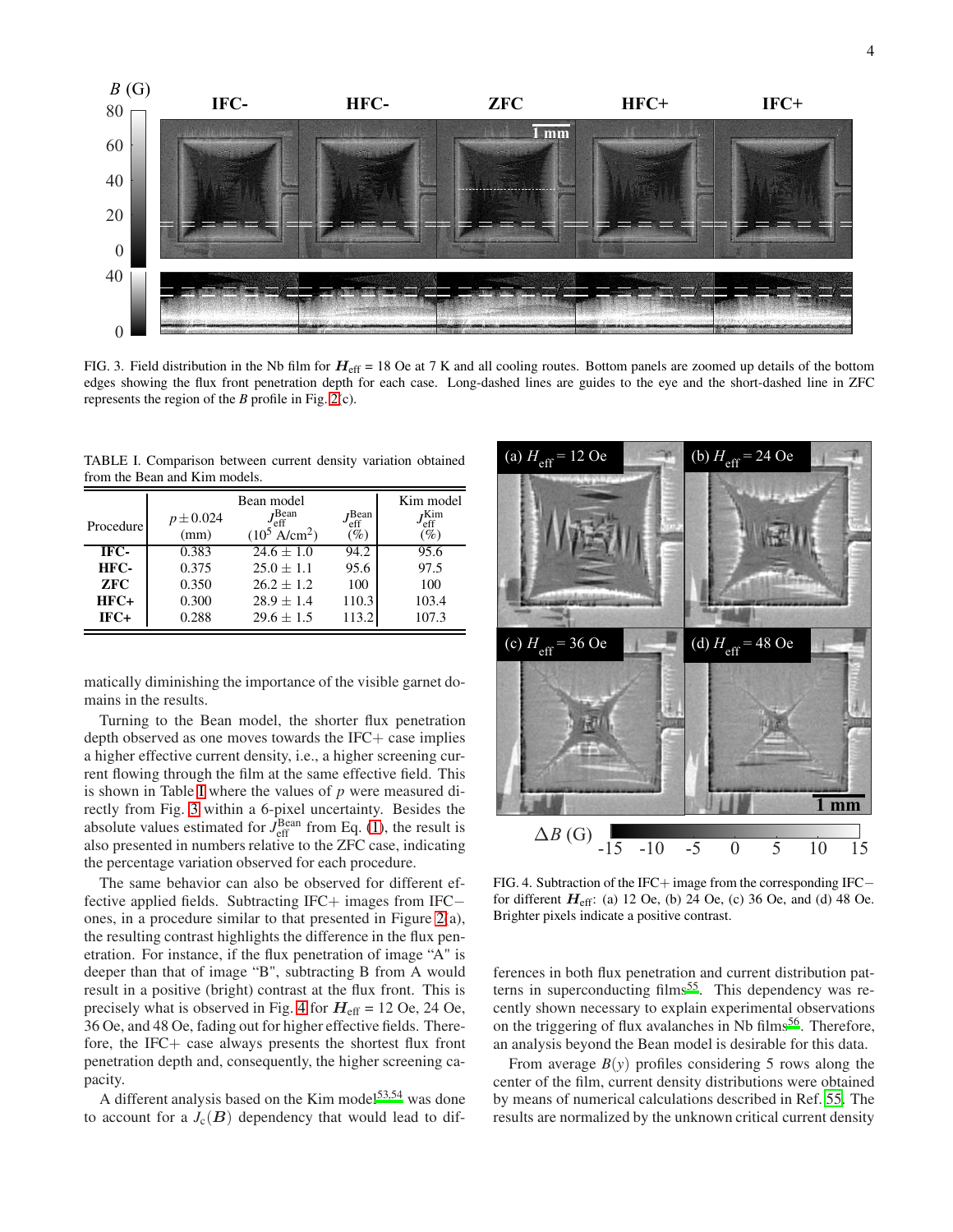FIG. 3. Field distribution in the Nb film for $\boldsymbol{H}_{\rm eff}$ = 18 Oe at 7 K and all cooling routes. Bottom panels are zoomed up details of the bottom edges showing the flux front penetration depth for each case. Long-dashed lines are guides to the eye and the short-dashed line in ZFC represents the region of the $B$ profile in Fig. 2(c).

TABLE I. Comparison between current density variation obtained from the Bean and Kim models.

| Procedure | Bean model $p \pm 0.024$ (mm) | $J_{\rm eff}^{\rm Bean}$ ($10^5$ A/cm$^2$) | $J_{\rm eff}^{\rm Bean}$ (%) | Kim model $J_{\rm eff}^{\rm Kim}$ (%) |
|---|---|---|---|---|
| **IFC-** | 0.383 | 24.6 ± 1.0 | 94.2 | 95.6 |
| **HFC-** | 0.375 | 25.0 ± 1.1 | 95.6 | 97.5 |
| **ZFC** | 0.350 | 26.2 ± 1.2 | 100 | 100 |
| **HFC+** | 0.300 | 28.9 ± 1.4 | 110.3 | 103.4 |
| **IFC+** | 0.288 | 29.6 ± 1.5 | 113.2 | 107.3 |

matically diminishing the importance of the visible garnet domains in the results.

Turning to the Bean model, the shorter flux penetration depth observed as one moves towards the IFC+ case implies a higher effective current density, i.e., a higher screening current flowing through the film at the same effective field. This is shown in Table I where the values of $p$ were measured directly from Fig. 3 within a 6-pixel uncertainty. Besides the absolute values estimated for $J_{\rm eff}^{\rm Bean}$ from Eq. (1), the result is also presented in numbers relative to the ZFC case, indicating the percentage variation observed for each procedure.

The same behavior can also be observed for different effective applied fields. Subtracting IFC+ images from IFC− ones, in a procedure similar to that presented in Figure 2(a), the resulting contrast highlights the difference in the flux penetration. For instance, if the flux penetration of image "A" is deeper than that of image "B", subtracting B from A would result in a positive (bright) contrast at the flux front. This is precisely what is observed in Fig. 4 for $\boldsymbol{H}_{\rm eff}$ = 12 Oe, 24 Oe, 36 Oe, and 48 Oe, fading out for higher effective fields. Therefore, the IFC+ case always presents the shortest flux front penetration depth and, consequently, the higher screening capacity.

A different analysis based on the Kim model[53,54] was done to account for a $J_c(\boldsymbol{B})$ dependency that would lead to differences in both flux penetration and current distribution patterns in superconducting films[55]. This dependency was recently shown necessary to explain experimental observations on the triggering of flux avalanches in Nb films[56]. Therefore, an analysis beyond the Bean model is desirable for this data.

FIG. 4. Subtraction of the IFC+ image from the corresponding IFC− for different $\boldsymbol{H}_{\rm eff}$: (a) 12 Oe, (b) 24 Oe, (c) 36 Oe, and (d) 48 Oe. Brighter pixels indicate a positive contrast.

From average $B(y)$ profiles considering 5 rows along the center of the film, current density distributions were obtained by means of numerical calculations described in Ref. 55. The results are normalized by the unknown critical current density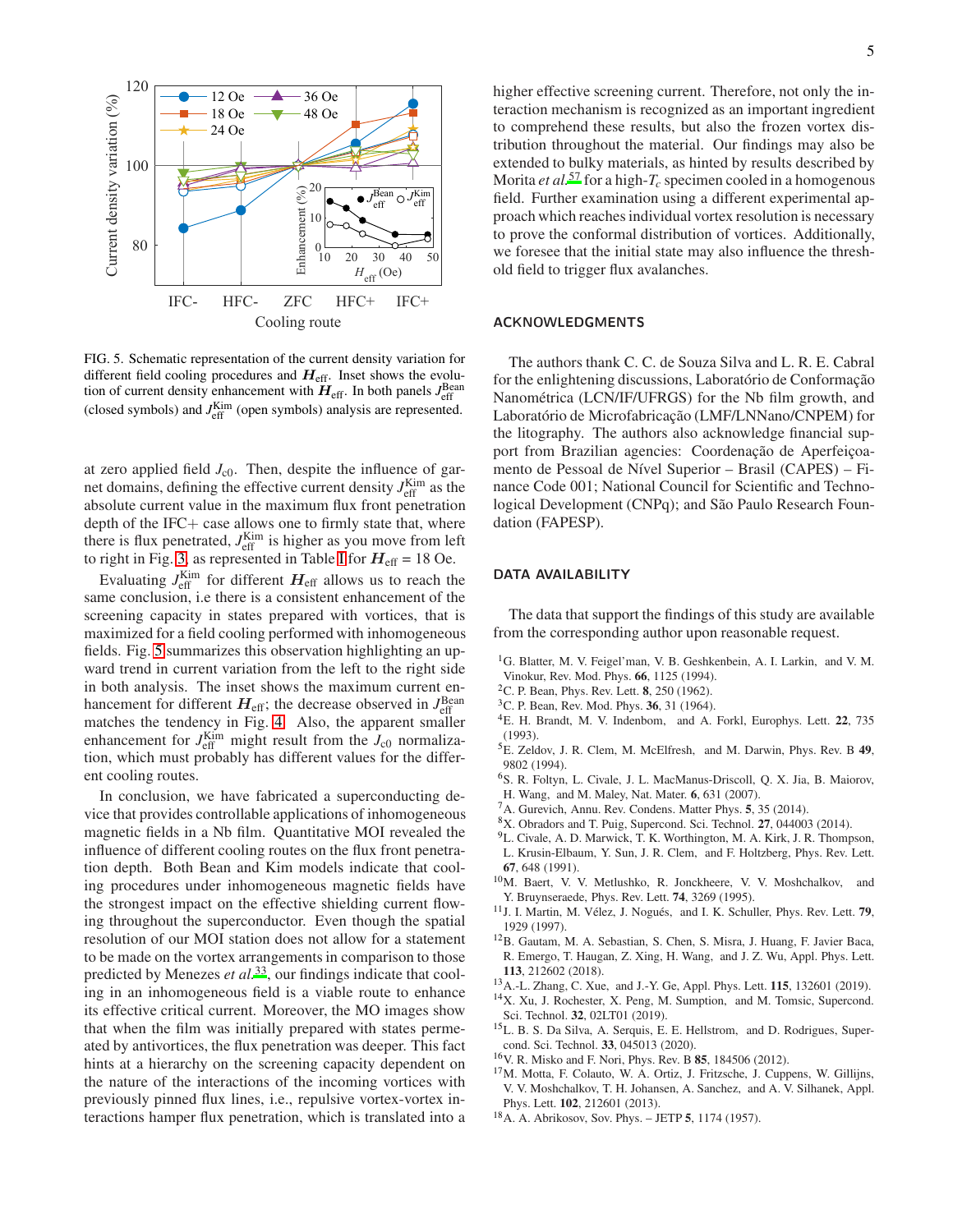FIG. 5. Schematic representation of the current density variation for different field cooling procedures and $\boldsymbol{H}_{\rm eff}$. Inset shows the evolution of current density enhancement with $\boldsymbol{H}_{\rm eff}$. In both panels $J_{\rm eff}^{\rm Bean}$ (closed symbols) and $J_{\rm eff}^{\rm Kim}$ (open symbols) analysis are represented.

at zero applied field $J_{c0}$. Then, despite the influence of garnet domains, defining the effective current density $J_{\rm eff}^{\rm Kim}$ as the absolute current value in the maximum flux front penetration depth of the IFC+ case allows one to firmly state that, where there is flux penetrated, $J_{\rm eff}^{\rm Kim}$ is higher as you move from left to right in Fig. 3, as represented in Table I for $\boldsymbol{H}_{\rm eff}$ = 18 Oe.

Evaluating $J_{\rm eff}^{\rm Kim}$ for different $\boldsymbol{H}_{\rm eff}$ allows us to reach the same conclusion, i.e there is a consistent enhancement of the screening capacity in states prepared with vortices, that is maximized for a field cooling performed with inhomogeneous fields. Fig. 5 summarizes this observation highlighting an upward trend in current variation from the left to the right side in both analysis. The inset shows the maximum current enhancement for different $\boldsymbol{H}_{\rm eff}$; the decrease observed in $J_{\rm eff}^{\rm Bean}$ matches the tendency in Fig. 4. Also, the apparent smaller enhancement for $J_{\rm eff}^{\rm Kim}$ might result from the $J_{c0}$ normalization, which most probably has different values for the different cooling routes.

In conclusion, we have fabricated a superconducting device that provides controllable applications of inhomogeneous magnetic fields in a Nb film. Quantitative MOI revealed the influence of different cooling routes on the flux front penetration depth. Both Bean and Kim models indicate that cooling procedures under inhomogeneous magnetic fields have the strongest impact on the effective shielding current flowing throughout the superconductor. Even though the spatial resolution of our MOI station does not allow for a statement to be made on the vortex arrangements in comparison to those predicted by Menezes *et al.*[33], our findings indicate that cooling in an inhomogeneous field is a viable route to enhance its effective critical current. Moreover, the MO images show that when the film was initially prepared with states permeated by antivortices, the flux penetration was deeper. This fact hints at a hierarchy on the screening capacity dependent on the nature of the interactions of the incoming vortices with previously pinned flux lines, i.e., repulsive vortex-vortex interactions hamper flux penetration, which is translated into a higher effective screening current. Therefore, not only the interaction mechanism is recognized as an important ingredient to comprehend these results, but also the frozen vortex distribution throughout the material. Our findings may also be extended to bulky materials, as hinted by results described by Morita *et al.*[57] for a high-$T_c$ specimen cooled in a homogenous field. Further examination using a different experimental approach which reaches individual vortex resolution is necessary to prove the conformal distribution of vortices. Additionally, we foresee that the initial state may also influence the threshold field to trigger flux avalanches.

## ACKNOWLEDGMENTS

The authors thank C. C. de Souza Silva and L. R. E. Cabral for the enlightening discussions, Laboratório de Conformação Nanométrica (LCN/IF/UFRGS) for the Nb film growth, and Laboratório de Microfabricação (LMF/LNNano/CNPEM) for the litography. The authors also acknowledge financial support from Brazilian agencies: Coordenação de Aperfeiçoamento de Pessoal de Nível Superior – Brasil (CAPES) – Finance Code 001; National Council for Scientific and Technological Development (CNPq); and São Paulo Research Foundation (FAPESP).

## DATA AVAILABILITY

The data that support the findings of this study are available from the corresponding author upon reasonable request.

[1] G. Blatter, M. V. Feigel'man, V. B. Geshkenbein, A. I. Larkin, and V. M. Vinokur, Rev. Mod. Phys. **66**, 1125 (1994).
[2] C. P. Bean, Phys. Rev. Lett. **8**, 250 (1962).
[3] C. P. Bean, Rev. Mod. Phys. **36**, 31 (1964).
[4] E. H. Brandt, M. V. Indenbom, and A. Forkl, Europhys. Lett. **22**, 735 (1993).
[5] E. Zeldov, J. R. Clem, M. McElfresh, and M. Darwin, Phys. Rev. B **49**, 9802 (1994).
[6] S. R. Foltyn, L. Civale, J. L. MacManus-Driscoll, Q. X. Jia, B. Maiorov, H. Wang, and M. Maley, Nat. Mater. **6**, 631 (2007).
[7] A. Gurevich, Annu. Rev. Condens. Matter Phys. **5**, 35 (2014).
[8] X. Obradors and T. Puig, Supercond. Sci. Technol. **27**, 044003 (2014).
[9] L. Civale, A. D. Marwick, T. K. Worthington, M. A. Kirk, J. R. Thompson, L. Krusin-Elbaum, Y. Sun, J. R. Clem, and F. Holtzberg, Phys. Rev. Lett. **67**, 648 (1991).
[10] M. Baert, V. V. Metlushko, R. Jonckheere, V. V. Moshchalkov, and Y. Bruynseraede, Phys. Rev. Lett. **74**, 3269 (1995).
[11] J. I. Martin, M. Vélez, J. Nogués, and I. K. Schuller, Phys. Rev. Lett. **79**, 1929 (1997).
[12] B. Gautam, M. A. Sebastian, S. Chen, S. Misra, J. Huang, F. Javier Baca, R. Emergo, T. Haugan, Z. Xing, H. Wang, and J. Z. Wu, Appl. Phys. Lett. **113**, 212602 (2018).
[13] A.-L. Zhang, C. Xue, and J.-Y. Ge, Appl. Phys. Lett. **115**, 132601 (2019).
[14] X. Xu, J. Rochester, X. Peng, M. Sumption, and M. Tomsic, Supercond. Sci. Technol. **32**, 02LT01 (2019).
[15] L. B. S. Da Silva, A. Serquis, E. E. Hellstrom, and D. Rodrigues, Supercond. Sci. Technol. **33**, 045013 (2020).
[16] V. R. Misko and F. Nori, Phys. Rev. B **85**, 184506 (2012).
[17] M. Motta, F. Colauto, W. A. Ortiz, J. Fritzsche, J. Cuppens, W. Gillijns, V. V. Moshchalkov, T. H. Johansen, A. Sanchez, and A. V. Silhanek, Appl. Phys. Lett. **102**, 212601 (2013).
[18] A. A. Abrikosov, Sov. Phys. – JETP **5**, 1174 (1957).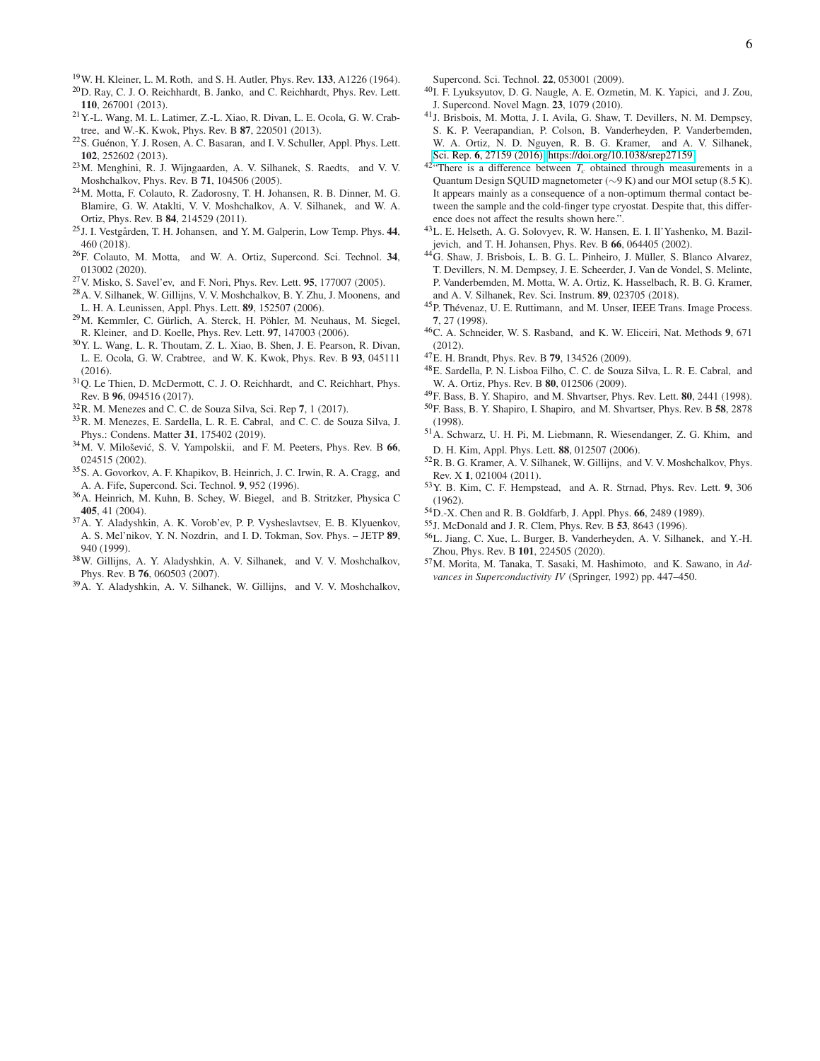[19] W. H. Kleiner, L. M. Roth, and S. H. Autler, Phys. Rev. **133**, A1226 (1964).

[20] D. Ray, C. J. O. Reichhardt, B. Janko, and C. Reichhardt, Phys. Rev. Lett. **110**, 267001 (2013).

[21] Y.-L. Wang, M. L. Latimer, Z.-L. Xiao, R. Divan, L. E. Ocola, G. W. Crabtree, and W.-K. Kwok, Phys. Rev. B **87**, 220501 (2013).

[22] S. Guénon, Y. J. Rosen, A. C. Basaran, and I. V. Schuller, Appl. Phys. Lett. **102**, 252602 (2013).

[23] M. Menghini, R. J. Wijngaarden, A. V. Silhanek, S. Raedts, and V. V. Moshchalkov, Phys. Rev. B **71**, 104506 (2005).

[24] M. Motta, F. Colauto, R. Zadorosny, T. H. Johansen, R. B. Dinner, M. G. Blamire, G. W. Ataklti, V. V. Moshchalkov, A. V. Silhanek, and W. A. Ortiz, Phys. Rev. B **84**, 214529 (2011).

[25] J. I. Vestgården, T. H. Johansen, and Y. M. Galperin, Low Temp. Phys. **44**, 460 (2018).

[26] F. Colauto, M. Motta, and W. A. Ortiz, Supercond. Sci. Technol. **34**, 013002 (2020).

[27] V. Misko, S. Savel'ev, and F. Nori, Phys. Rev. Lett. **95**, 177007 (2005).

[28] A. V. Silhanek, W. Gillijns, V. V. Moshchalkov, B. Y. Zhu, J. Moonens, and L. H. A. Leunissen, Appl. Phys. Lett. **89**, 152507 (2006).

[29] M. Kemmler, C. Gürlich, A. Sterck, H. Pöhler, M. Neuhaus, M. Siegel, R. Kleiner, and D. Koelle, Phys. Rev. Lett. **97**, 147003 (2006).

[30] Y. L. Wang, L. R. Thoutam, Z. L. Xiao, B. Shen, J. E. Pearson, R. Divan, L. E. Ocola, G. W. Crabtree, and W. K. Kwok, Phys. Rev. B **93**, 045111 (2016).

[31] Q. Le Thien, D. McDermott, C. J. O. Reichhardt, and C. Reichhart, Phys. Rev. B **96**, 094516 (2017).

[32] R. M. Menezes and C. C. de Souza Silva, Sci. Rep **7**, 1 (2017).

[33] R. M. Menezes, E. Sardella, L. R. E. Cabral, and C. C. de Souza Silva, J. Phys.: Condens. Matter **31**, 175402 (2019).

[34] M. V. Milošević, S. V. Yampolskii, and F. M. Peeters, Phys. Rev. B **66**, 024515 (2002).

[35] S. A. Govorkov, A. F. Khapikov, B. Heinrich, J. C. Irwin, R. A. Cragg, and A. A. Fife, Supercond. Sci. Technol. **9**, 952 (1996).

[36] A. Heinrich, M. Kuhn, B. Schey, W. Biegel, and B. Stritzker, Physica C **405**, 41 (2004).

[37] A. Y. Aladyshkin, A. K. Vorob'ev, P. P. Vysheslavtsev, E. B. Klyuenkov, A. S. Mel'nikov, Y. N. Nozdrin, and I. D. Tokman, Sov. Phys. – JETP **89**, 940 (1999).

[38] W. Gillijns, A. Y. Aladyshkin, A. V. Silhanek, and V. V. Moshchalkov, Phys. Rev. B **76**, 060503 (2007).

[39] A. Y. Aladyshkin, A. V. Silhanek, W. Gillijns, and V. V. Moshchalkov, Supercond. Sci. Technol. **22**, 053001 (2009).

[40] I. F. Lyuksyutov, D. G. Naugle, A. E. Ozmetin, M. K. Yapici, and J. Zou, J. Supercond. Novel Magn. **23**, 1079 (2010).

[41] J. Brisbois, M. Motta, J. I. Avila, G. Shaw, T. Devillers, N. M. Dempsey, S. K. P. Veerapandian, P. Colson, B. Vanderheyden, P. Vanderbemden, W. A. Ortiz, N. D. Nguyen, R. B. G. Kramer, and A. V. Silhanek, Sci. Rep. **6**, 27159 (2016), https://doi.org/10.1038/srep27159.

[42] "There is a difference between $T_c$ obtained through measurements in a Quantum Design SQUID magnetometer ($\sim$9 K) and our MOI setup (8.5 K). It appears mainly as a consequence of a non-optimum thermal contact between the sample and the cold-finger type cryostat. Despite that, this difference does not affect the results shown here.".

[43] L. E. Helseth, A. G. Solovyev, R. W. Hansen, E. I. Il'Yashenko, M. Baziljevich, and T. H. Johansen, Phys. Rev. B **66**, 064405 (2002).

[44] G. Shaw, J. Brisbois, L. B. G. L. Pinheiro, J. Müller, S. Blanco Alvarez, T. Devillers, N. M. Dempsey, J. E. Scheerder, J. Van de Vondel, S. Melinte, P. Vanderbemden, M. Motta, W. A. Ortiz, K. Hasselbach, R. B. G. Kramer, and A. V. Silhanek, Rev. Sci. Instrum. **89**, 023705 (2018).

[45] P. Thévenaz, U. E. Ruttimann, and M. Unser, IEEE Trans. Image Process. **7**, 27 (1998).

[46] C. A. Schneider, W. S. Rasband, and K. W. Eliceiri, Nat. Methods **9**, 671 (2012).

[47] E. H. Brandt, Phys. Rev. B **79**, 134526 (2009).

[48] E. Sardella, P. N. Lisboa Filho, C. C. de Souza Silva, L. R. E. Cabral, and W. A. Ortiz, Phys. Rev. B **80**, 012506 (2009).

[49] F. Bass, B. Y. Shapiro, and M. Shvartser, Phys. Rev. Lett. **80**, 2441 (1998).

[50] F. Bass, B. Y. Shapiro, I. Shapiro, and M. Shvartser, Phys. Rev. B **58**, 2878 (1998).

[51] A. Schwarz, U. H. Pi, M. Liebmann, R. Wiesendanger, Z. G. Khim, and D. H. Kim, Appl. Phys. Lett. **88**, 012507 (2006).

[52] R. B. G. Kramer, A. V. Silhanek, W. Gillijns, and V. V. Moshchalkov, Phys. Rev. X **1**, 021004 (2011).

[53] Y. B. Kim, C. F. Hempstead, and A. R. Strnad, Phys. Rev. Lett. **9**, 306 (1962).

[54] D.-X. Chen and R. B. Goldfarb, J. Appl. Phys. **66**, 2489 (1989).

[55] J. McDonald and J. R. Clem, Phys. Rev. B **53**, 8643 (1996).

[56] L. Jiang, C. Xue, L. Burger, B. Vanderheyden, A. V. Silhanek, and Y.-H. Zhou, Phys. Rev. B **101**, 224505 (2020).

[57] M. Morita, M. Tanaka, T. Sasaki, M. Hashimoto, and K. Sawano, in *Advances in Superconductivity IV* (Springer, 1992) pp. 447–450.